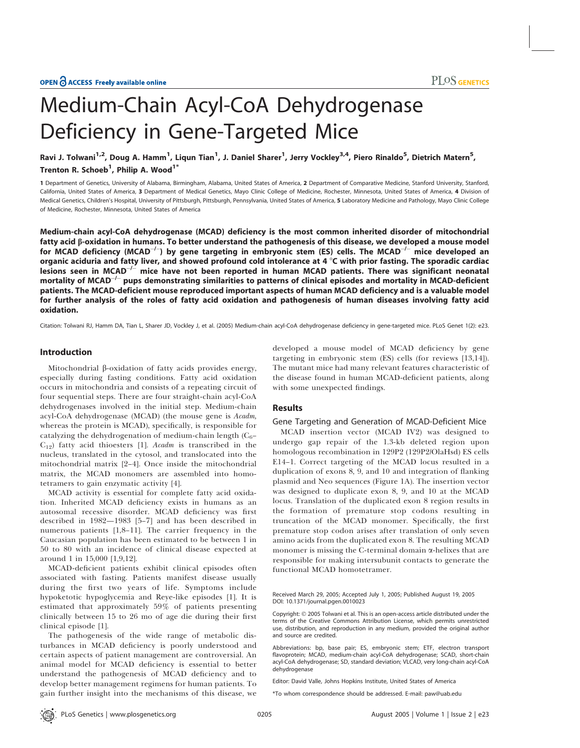# Medium-Chain Acyl-CoA Dehydrogenase Deficiency in Gene-Targeted Mice

Ravi J. Tolwani[1,2], Doug A. Hamm[1], Liqun Tian[1], J. Daniel Sharer[1], Jerry Vockley[3,4], Piero Rinaldo[5], Dietrich Matern[5], Trenton R. Schoeb[1], Philip A. Wood[1*]

1 Department of Genetics, University of Alabama, Birmingham, Alabama, United States of America, 2 Department of Comparative Medicine, Stanford University, Stanford, California, United States of America, 3 Department of Medical Genetics, Mayo Clinic College of Medicine, Rochester, Minnesota, United States of America, 4 Division of Medical Genetics, Children's Hospital, University of Pittsburgh, Pittsburgh, Pennsylvania, United States of America, 5 Laboratory Medicine and Pathology, Mayo Clinic College of Medicine, Rochester, Minnesota, United States of America

**Medium-chain acyl-CoA dehydrogenase (MCAD) deficiency is the most common inherited disorder of mitochondrial fatty acid β-oxidation in humans. To better understand the pathogenesis of this disease, we developed a mouse model for MCAD deficiency ($MCAD^{-/-}$) by gene targeting in embryonic stem (ES) cells. The $MCAD^{-/-}$ mice developed an organic aciduria and fatty liver, and showed profound cold intolerance at 4 °C with prior fasting. The sporadic cardiac lesions seen in $MCAD^{-/-}$ mice have not been reported in human MCAD patients. There was significant neonatal mortality of $MCAD^{-/-}$ pups demonstrating similarities to patterns of clinical episodes and mortality in MCAD-deficient patients. The MCAD-deficient mouse reproduced important aspects of human MCAD deficiency and is a valuable model for further analysis of the roles of fatty acid oxidation and pathogenesis of human diseases involving fatty acid oxidation.**

Citation: Tolwani RJ, Hamm DA, Tian L, Sharer JD, Vockley J, et al. (2005) Medium-chain acyl-CoA dehydrogenase deficiency in gene-targeted mice. PLoS Genet 1(2): e23.

## Introduction

Mitochondrial β-oxidation of fatty acids provides energy, especially during fasting conditions. Fatty acid oxidation occurs in mitochondria and consists of a repeating circuit of four sequential steps. There are four straight-chain acyl-CoA dehydrogenases involved in the initial step. Medium-chain acyl-CoA dehydrogenase (MCAD) (the mouse gene is *Acadm*, whereas the protein is MCAD), specifically, is responsible for catalyzing the dehydrogenation of medium-chain length ($C_6$–$C_{12}$) fatty acid thioesters [1]. *Acadm* is transcribed in the nucleus, translated in the cytosol, and translocated into the mitochondrial matrix [2–4]. Once inside the mitochondrial matrix, the MCAD monomers are assembled into homotetramers to gain enzymatic activity [4].

MCAD activity is essential for complete fatty acid oxidation. Inherited MCAD deficiency exists in humans as an autosomal recessive disorder. MCAD deficiency was first described in 1982—1983 [5–7] and has been described in numerous patients [1,8–11]. The carrier frequency in the Caucasian population has been estimated to be between 1 in 50 to 80 with an incidence of clinical disease expected at around 1 in 15,000 [1,9,12].

MCAD-deficient patients exhibit clinical episodes often associated with fasting. Patients manifest disease usually during the first two years of life. Symptoms include hypoketotic hypoglycemia and Reye-like episodes [1]. It is estimated that approximately 59% of patients presenting clinically between 15 to 26 mo of age die during their first clinical episode [1].

The pathogenesis of the wide range of metabolic disturbances in MCAD deficiency is poorly understood and certain aspects of patient management are controversial. An animal model for MCAD deficiency is essential to better understand the pathogenesis of MCAD deficiency and to develop better management regimens for human patients. To gain further insight into the mechanisms of this disease, we developed a mouse model of MCAD deficiency by gene targeting in embryonic stem (ES) cells (for reviews [13,14]). The mutant mice had many relevant features characteristic of the disease found in human MCAD-deficient patients, along with some unexpected findings.

## Results

### Gene Targeting and Generation of MCAD-Deficient Mice

MCAD insertion vector (MCAD IV2) was designed to undergo gap repair of the 1.3-kb deleted region upon homologous recombination in 129P2 (129P2/OlaHsd) ES cells E14–1. Correct targeting of the MCAD locus resulted in a duplication of exons 8, 9, and 10 and integration of flanking plasmid and Neo sequences (Figure 1A). The insertion vector was designed to duplicate exon 8, 9, and 10 at the MCAD locus. Translation of the duplicated exon 8 region results in the formation of premature stop codons resulting in truncation of the MCAD monomer. Specifically, the first premature stop codon arises after translation of only seven amino acids from the duplicated exon 8. The resulting MCAD monomer is missing the C-terminal domain α-helixes that are responsible for making intersubunit contacts to generate the functional MCAD homotetramer.

Received March 29, 2005; Accepted July 1, 2005; Published August 19, 2005
DOI: 10.1371/journal.pgen.0010023

Copyright: © 2005 Tolwani et al. This is an open-access article distributed under the terms of the Creative Commons Attribution License, which permits unrestricted use, distribution, and reproduction in any medium, provided the original author and source are credited.

Abbreviations: bp, base pair; ES, embryonic stem; ETF, electron transport flavoprotein; MCAD, medium-chain acyl-CoA dehydrogenase; SCAD, short-chain acyl-CoA dehydrogenase; SD, standard deviation; VLCAD, very long-chain acyl-CoA dehydrogenase

Editor: David Valle, Johns Hopkins Institute, United States of America

*To whom correspondence should be addressed. E-mail: paw@uab.edu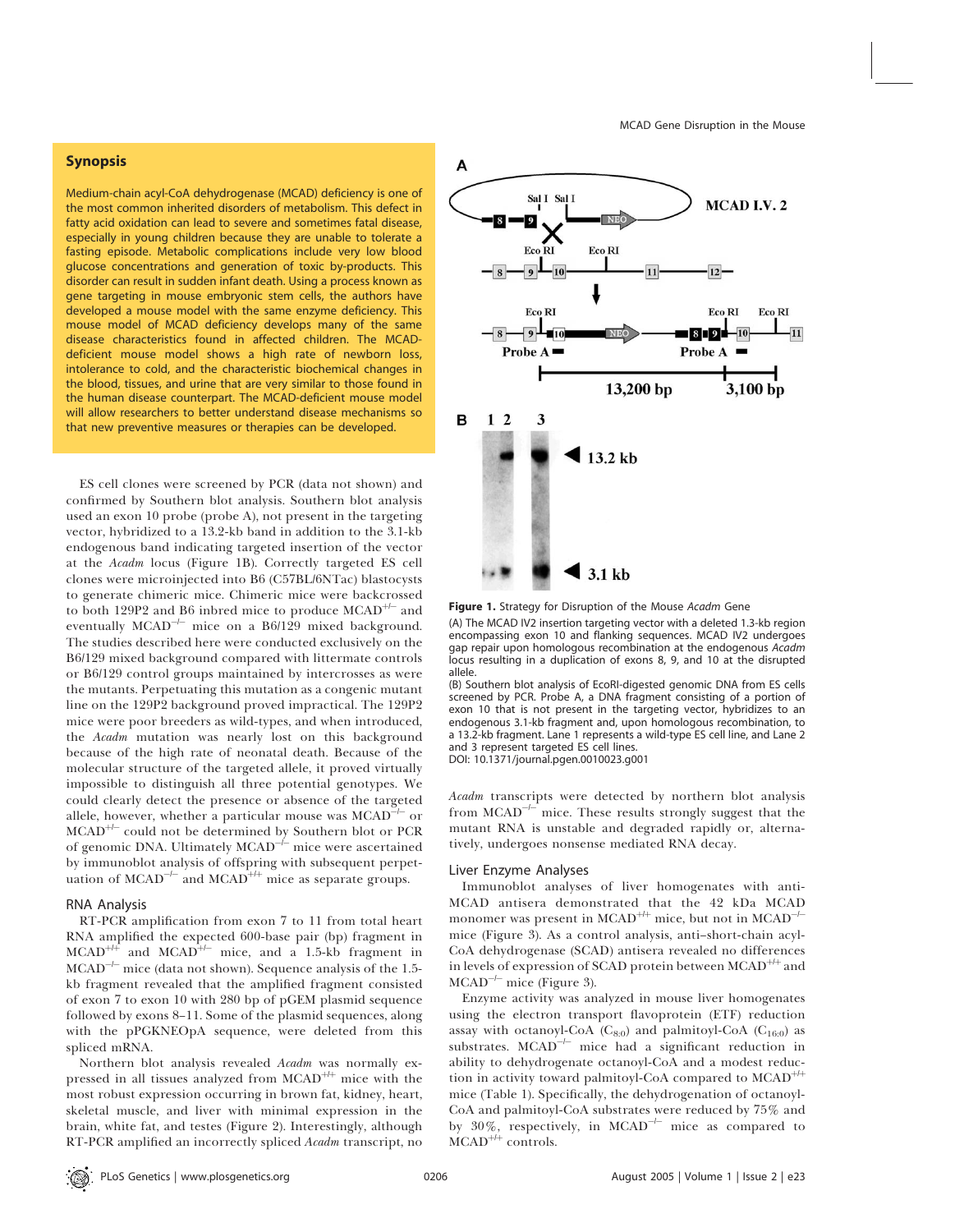## Synopsis

Medium-chain acyl-CoA dehydrogenase (MCAD) deficiency is one of the most common inherited disorders of metabolism. This defect in fatty acid oxidation can lead to severe and sometimes fatal disease, especially in young children because they are unable to tolerate a fasting episode. Metabolic complications include very low blood glucose concentrations and generation of toxic by-products. This disorder can result in sudden infant death. Using a process known as gene targeting in mouse embryonic stem cells, the authors have developed a mouse model with the same enzyme deficiency. This mouse model of MCAD deficiency develops many of the same disease characteristics found in affected children. The MCAD-deficient mouse model shows a high rate of newborn loss, intolerance to cold, and the characteristic biochemical changes in the blood, tissues, and urine that are very similar to those found in the human disease counterpart. The MCAD-deficient mouse model will allow researchers to better understand disease mechanisms so that new preventive measures or therapies can be developed.

ES cell clones were screened by PCR (data not shown) and confirmed by Southern blot analysis. Southern blot analysis used an exon 10 probe (probe A), not present in the targeting vector, hybridized to a 13.2-kb band in addition to the 3.1-kb endogenous band indicating targeted insertion of the vector at the *Acadm* locus (Figure 1B). Correctly targeted ES cell clones were microinjected into B6 (C57BL/6NTac) blastocysts to generate chimeric mice. Chimeric mice were backcrossed to both 129P2 and B6 inbred mice to produce MCAD$^{+/-}$ and eventually MCAD$^{-/-}$ mice on a B6/129 mixed background. The studies described here were conducted exclusively on the B6/129 mixed background compared with littermate controls or B6/129 control groups maintained by intercrosses as were the mutants. Perpetuating this mutation as a congenic mutant line on the 129P2 background proved impractical. The 129P2 mice were poor breeders as wild-types, and when introduced, the *Acadm* mutation was nearly lost on this background because of the high rate of neonatal death. Because of the molecular structure of the targeted allele, it proved virtually impossible to distinguish all three potential genotypes. We could clearly detect the presence or absence of the targeted allele, however, whether a particular mouse was MCAD$^{-/-}$ or MCAD$^{+/-}$ could not be determined by Southern blot or PCR of genomic DNA. Ultimately MCAD$^{-/-}$ mice were ascertained by immunoblot analysis of offspring with subsequent perpetuation of MCAD$^{-/-}$ and MCAD$^{+/+}$ mice as separate groups.

### RNA Analysis

RT-PCR amplification from exon 7 to 11 from total heart RNA amplified the expected 600-base pair (bp) fragment in MCAD$^{+/+}$ and MCAD$^{+/-}$ mice, and a 1.5-kb fragment in MCAD$^{-/-}$ mice (data not shown). Sequence analysis of the 1.5-kb fragment revealed that the amplified fragment consisted of exon 7 to exon 10 with 280 bp of pGEM plasmid sequence followed by exons 8–11. Some of the plasmid sequences, along with the pPGKNEOpA sequence, were deleted from this spliced mRNA.

Northern blot analysis revealed *Acadm* was normally expressed in all tissues analyzed from MCAD$^{+/+}$ mice with the most robust expression occurring in brown fat, kidney, heart, skeletal muscle, and liver with minimal expression in the brain, white fat, and testes (Figure 2). Interestingly, although RT-PCR amplified an incorrectly spliced *Acadm* transcript, no *Acadm* transcripts were detected by northern blot analysis from MCAD$^{-/-}$ mice. These results strongly suggest that the mutant RNA is unstable and degraded rapidly or, alternatively, undergoes nonsense mediated RNA decay.

**Figure 1.** Strategy for Disruption of the Mouse *Acadm* Gene

(A) The MCAD IV2 insertion targeting vector with a deleted 1.3-kb region encompassing exon 10 and flanking sequences. MCAD IV2 undergoes gap repair upon homologous recombination at the endogenous *Acadm* locus resulting in a duplication of exons 8, 9, and 10 at the disrupted allele.

(B) Southern blot analysis of EcoRI-digested genomic DNA from ES cells screened by PCR. Probe A, a DNA fragment consisting of a portion of exon 10 that is not present in the targeting vector, hybridizes to an endogenous 3.1-kb fragment and, upon homologous recombination, to a 13.2-kb fragment. Lane 1 represents a wild-type ES cell line, and Lane 2 and 3 represent targeted ES cell lines.

DOI: 10.1371/journal.pgen.0010023.g001

### Liver Enzyme Analyses

Immunoblot analyses of liver homogenates with anti-MCAD antisera demonstrated that the 42 kDa MCAD monomer was present in MCAD$^{+/+}$ mice, but not in MCAD$^{-/-}$ mice (Figure 3). As a control analysis, anti–short-chain acyl-CoA dehydrogenase (SCAD) antisera revealed no differences in levels of expression of SCAD protein between MCAD$^{+/+}$ and MCAD$^{-/-}$ mice (Figure 3).

Enzyme activity was analyzed in mouse liver homogenates using the electron transport flavoprotein (ETF) reduction assay with octanoyl-CoA ($C_{8:0}$) and palmitoyl-CoA ($C_{16:0}$) as substrates. MCAD$^{-/-}$ mice had a significant reduction in ability to dehydrogenate octanoyl-CoA and a modest reduction in activity toward palmitoyl-CoA compared to MCAD$^{+/+}$ mice (Table 1). Specifically, the dehydrogenation of octanoyl-CoA and palmitoyl-CoA substrates were reduced by 75% and by 30%, respectively, in MCAD$^{-/-}$ mice as compared to MCAD$^{+/+}$ controls.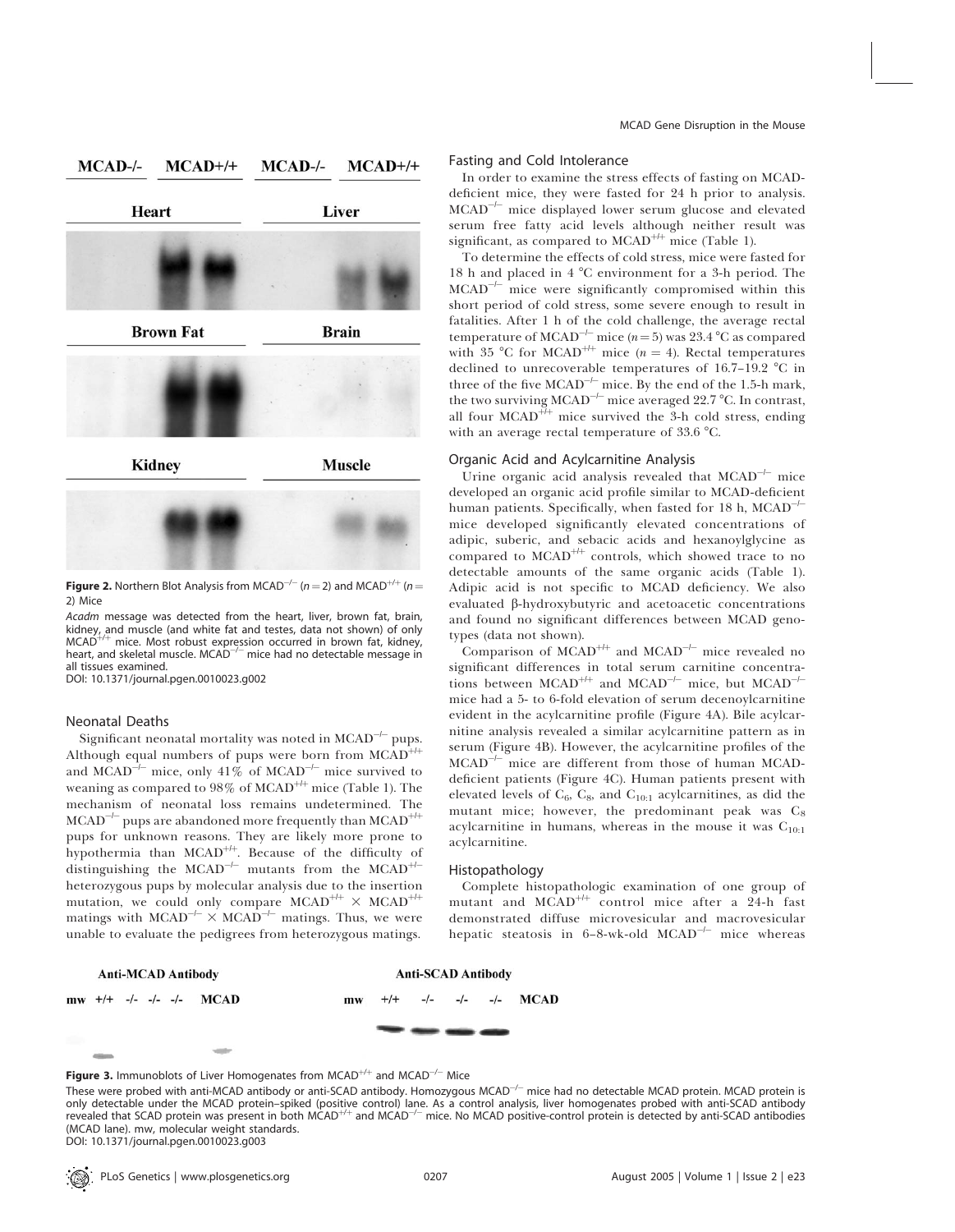**Figure 2.** Northern Blot Analysis from MCAD$^{-/-}$ ($n = 2$) and MCAD$^{+/+}$ ($n = 2$) Mice

*Acadm* message was detected from the heart, liver, brown fat, brain, kidney, and muscle (and white fat and testes, data not shown) of only MCAD$^{+/+}$ mice. Most robust expression occurred in brown fat, kidney, heart, and skeletal muscle. MCAD$^{-/-}$ mice had no detectable message in all tissues examined.

DOI: 10.1371/journal.pgen.0010023.g002

### Neonatal Deaths

Significant neonatal mortality was noted in MCAD$^{-/-}$ pups. Although equal numbers of pups were born from MCAD$^{+/+}$ and MCAD$^{-/-}$ mice, only 41% of MCAD$^{-/-}$ mice survived to weaning as compared to 98% of MCAD$^{+/+}$ mice (Table 1). The mechanism of neonatal loss remains undetermined. The MCAD$^{-/-}$ pups are abandoned more frequently than MCAD$^{+/+}$ pups for unknown reasons. They are likely more prone to hypothermia than MCAD$^{+/+}$. Because of the difficulty of distinguishing the MCAD$^{-/-}$ mutants from the MCAD$^{+/-}$ heterozygous pups by molecular analysis due to the insertion mutation, we could only compare MCAD$^{+/+}$ × MCAD$^{+/+}$ matings with MCAD$^{-/-}$ × MCAD$^{-/-}$ matings. Thus, we were unable to evaluate the pedigrees from heterozygous matings.

### Fasting and Cold Intolerance

In order to examine the stress effects of fasting on MCAD-deficient mice, they were fasted for 24 h prior to analysis. MCAD$^{-/-}$ mice displayed lower serum glucose and elevated serum free fatty acid levels although neither result was significant, as compared to MCAD$^{+/+}$ mice (Table 1).

To determine the effects of cold stress, mice were fasted for 18 h and placed in 4 °C environment for a 3-h period. The MCAD$^{-/-}$ mice were significantly compromised within this short period of cold stress, some severe enough to result in fatalities. After 1 h of the cold challenge, the average rectal temperature of MCAD$^{-/-}$ mice ($n = 5$) was 23.4 °C as compared with 35 °C for MCAD$^{+/+}$ mice ($n = 4$). Rectal temperatures declined to unrecoverable temperatures of 16.7–19.2 °C in three of the five MCAD$^{-/-}$ mice. By the end of the 1.5-h mark, the two surviving MCAD$^{-/-}$ mice averaged 22.7 °C. In contrast, all four MCAD$^{+/+}$ mice survived the 3-h cold stress, ending with an average rectal temperature of 33.6 °C.

### Organic Acid and Acylcarnitine Analysis

Urine organic acid analysis revealed that MCAD$^{-/-}$ mice developed an organic acid profile similar to MCAD-deficient human patients. Specifically, when fasted for 18 h, MCAD$^{-/-}$ mice developed significantly elevated concentrations of adipic, suberic, and sebacic acids and hexanoylglycine as compared to MCAD$^{+/+}$ controls, which showed trace to no detectable amounts of the same organic acids (Table 1). Adipic acid is not specific to MCAD deficiency. We also evaluated β-hydroxybutyric and acetoacetic concentrations and found no significant differences between MCAD genotypes (data not shown).

Comparison of MCAD$^{+/+}$ and MCAD$^{-/-}$ mice revealed no significant differences in total serum carnitine concentrations between MCAD$^{+/+}$ and MCAD$^{-/-}$ mice, but MCAD$^{-/-}$ mice had a 5- to 6-fold elevation of serum decenoylcarnitine evident in the acylcarnitine profile (Figure 4A). Bile acylcarnitine analysis revealed a similar acylcarnitine pattern as in serum (Figure 4B). However, the acylcarnitine profiles of the MCAD$^{-/-}$ mice are different from those of human MCAD-deficient patients (Figure 4C). Human patients present with elevated levels of $C_6$, $C_8$, and $C_{10:1}$ acylcarnitines, as did the mutant mice; however, the predominant peak was $C_8$ acylcarnitine in humans, whereas in the mouse it was $C_{10:1}$ acylcarnitine.

### Histopathology

Complete histopathologic examination of one group of mutant and MCAD$^{+/+}$ control mice after a 24-h fast demonstrated diffuse microvesicular and macrovesicular hepatic steatosis in 6–8-wk-old MCAD$^{-/-}$ mice whereas

**Figure 3.** Immunoblots of Liver Homogenates from MCAD$^{+/+}$ and MCAD$^{-/-}$ Mice

These were probed with anti-MCAD antibody or anti-SCAD antibody. Homozygous MCAD$^{-/-}$ mice had no detectable MCAD protein. MCAD protein is only detectable under the MCAD protein–spiked (positive control) lane. As a control analysis, liver homogenates probed with anti-SCAD antibody revealed that SCAD protein was present in both MCAD$^{+/+}$ and MCAD$^{-/-}$ mice. No MCAD positive-control protein is detected by anti-SCAD antibodies (MCAD lane). mw, molecular weight standards.

DOI: 10.1371/journal.pgen.0010023.g003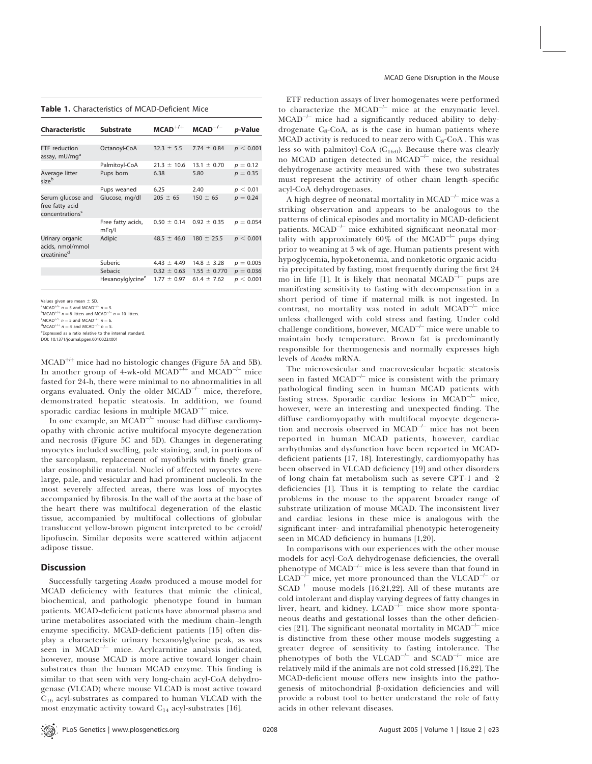**Table 1.** Characteristics of MCAD-Deficient Mice

| Characteristic | Substrate | $MCAD^{+/+}$ | $MCAD^{-/-}$ | *p*-Value |
|---|---|---|---|---|
| ETF reduction assay, mU/mg[a] | Octanoyl-CoA | 32.3 ± 5.5 | 7.74 ± 0.84 | $p < 0.001$ |
| | Palmitoyl-CoA | 21.3 ± 10.6 | 13.1 ± 0.70 | $p = 0.12$ |
| Average litter size[b] | Pups born | 6.38 | 5.80 | $p = 0.35$ |
| | Pups weaned | 6.25 | 2.40 | $p < 0.01$ |
| Serum glucose and free fatty acid concentrations[c] | Glucose, mg/dl | 205 ± 65 | 150 ± 65 | $p = 0.24$ |
| | Free fatty acids, mEq/L | 0.50 ± 0.14 | 0.92 ± 0.35 | $p = 0.054$ |
| Urinary organic acids, nmol/mmol creatinine[d] | Adipic | 48.5 ± 46.0 | 180 ± 25.5 | $p < 0.001$ |
| | Suberic | 4.43 ± 4.49 | 14.8 ± 3.28 | $p = 0.005$ |
| | Sebacic | 0.32 ± 0.63 | 1.55 ± 0.770 | $p = 0.036$ |
| | Hexanoylglycine[e] | 1.77 ± 0.97 | 61.4 ± 7.62 | $p < 0.001$ |

Values given are mean ± SD.
[a]$MCAD^{+/+}$ $n = 5$ and $MCAD^{-/-}$ $n = 5$.
[b]$MCAD^{+/+}$ $n = 8$ litters and $MCAD^{-/-}$ $n = 10$ litters.
[c]$MCAD^{+/+}$ $n = 5$ and $MCAD^{-/-}$ $n = 6$.
[d]$MCAD^{+/+}$ $n = 4$ and $MCAD^{-/-}$ $n = 5$.
[e]Expressed as a ratio relative to the internal standard.
DOI: 10.1371/journal.pgen.0010023.t001

$MCAD^{+/+}$ mice had no histologic changes (Figure 5A and 5B). In another group of 4-wk-old $MCAD^{+/+}$ and $MCAD^{-/-}$ mice fasted for 24-h, there were minimal to no abnormalities in all organs evaluated. Only the older $MCAD^{-/-}$ mice, therefore, demonstrated hepatic steatosis. In addition, we found sporadic cardiac lesions in multiple $MCAD^{-/-}$ mice.

In one example, an $MCAD^{-/-}$ mouse had diffuse cardiomyopathy with chronic active multifocal myocyte degeneration and necrosis (Figure 5C and 5D). Changes in degenerating myocytes included swelling, pale staining, and, in portions of the sarcoplasm, replacement of myofibrils with finely granular eosinophilic material. Nuclei of affected myocytes were large, pale, and vesicular and had prominent nucleoli. In the most severely affected areas, there was loss of myocytes accompanied by fibrosis. In the wall of the aorta at the base of the heart there was multifocal degeneration of the elastic tissue, accompanied by multifocal collections of globular translucent yellow-brown pigment interpreted to be ceroid/lipofuscin. Similar deposits were scattered within adjacent adipose tissue.

## Discussion

Successfully targeting *Acadm* produced a mouse model for MCAD deficiency with features that mimic the clinical, biochemical, and pathologic phenotype found in human patients. MCAD-deficient patients have abnormal plasma and urine metabolites associated with the medium chain–length enzyme specificity. MCAD-deficient patients [15] often display a characteristic urinary hexanoylglycine peak, as was seen in $MCAD^{-/-}$ mice. Acylcarnitine analysis indicated, however, mouse MCAD is more active toward longer chain substrates than the human MCAD enzyme. This finding is similar to that seen with very long-chain acyl-CoA dehydrogenase (VLCAD) where mouse VLCAD is most active toward $C_{16}$ acyl-substrates as compared to human VLCAD with the most enzymatic activity toward $C_{14}$ acyl-substrates [16].

ETF reduction assays of liver homogenates were performed to characterize the $MCAD^{-/-}$ mice at the enzymatic level. $MCAD^{-/-}$ mice had a significantly reduced ability to dehydrogenate $C_8$-CoA, as is the case in human patients where MCAD activity is reduced to near zero with $C_8$-CoA . This was less so with palmitoyl-CoA ($C_{16:0}$). Because there was clearly no MCAD antigen detected in $MCAD^{-/-}$ mice, the residual dehydrogenase activity measured with these two substrates must represent the activity of other chain length–specific acyl-CoA dehydrogenases.

A high degree of neonatal mortality in $MCAD^{-/-}$ mice was a striking observation and appears to be analogous to the patterns of clinical episodes and mortality in MCAD-deficient patients. $MCAD^{-/-}$ mice exhibited significant neonatal mortality with approximately 60% of the $MCAD^{-/-}$ pups dying prior to weaning at 3 wk of age. Human patients present with hypoglycemia, hypoketonemia, and nonketotic organic aciduria precipitated by fasting, most frequently during the first 24 mo in life [1]. It is likely that neonatal $MCAD^{-/-}$ pups are manifesting sensitivity to fasting with decompensation in a short period of time if maternal milk is not ingested. In contrast, no mortality was noted in adult $MCAD^{-/-}$ mice unless challenged with cold stress and fasting. Under cold challenge conditions, however, $MCAD^{-/-}$ mice were unable to maintain body temperature. Brown fat is predominantly responsible for thermogenesis and normally expresses high levels of *Acadm* mRNA.

The microvesicular and macrovesicular hepatic steatosis seen in fasted $MCAD^{-/-}$ mice is consistent with the primary pathological finding seen in human MCAD patients with fasting stress. Sporadic cardiac lesions in $MCAD^{-/-}$ mice, however, were an interesting and unexpected finding. The diffuse cardiomyopathy with multifocal myocyte degeneration and necrosis observed in $MCAD^{-/-}$ mice has not been reported in human MCAD patients, however, cardiac arrhythmias and dysfunction have been reported in MCAD-deficient patients [17, 18]. Interestingly, cardiomyopathy has been observed in VLCAD deficiency [19] and other disorders of long chain fat metabolism such as severe CPT-1 and -2 deficiencies [1]. Thus it is tempting to relate the cardiac problems in the mouse to the apparent broader range of substrate utilization of mouse MCAD. The inconsistent liver and cardiac lesions in these mice is analogous with the significant inter- and intrafamilial phenotypic heterogeneity seen in MCAD deficiency in humans [1,20].

In comparisons with our experiences with the other mouse models for acyl-CoA dehydrogenase deficiencies, the overall phenotype of $MCAD^{-/-}$ mice is less severe than that found in $LCAD^{-/-}$ mice, yet more pronounced than the $VLCAD^{-/-}$ or $SCAD^{-/-}$ mouse models [16,21,22]. All of these mutants are cold intolerant and display varying degrees of fatty changes in liver, heart, and kidney. $LCAD^{-/-}$ mice show more spontaneous deaths and gestational losses than the other deficiencies [21]. The significant neonatal mortality in $MCAD^{-/-}$ mice is distinctive from these other mouse models suggesting a greater degree of sensitivity to fasting intolerance. The phenotypes of both the $VLCAD^{-/-}$ and $SCAD^{-/-}$ mice are relatively mild if the animals are not cold stressed [16,22]. The MCAD-deficient mouse offers new insights into the pathogenesis of mitochondrial β-oxidation deficiencies and will provide a robust tool to better understand the role of fatty acids in other relevant diseases.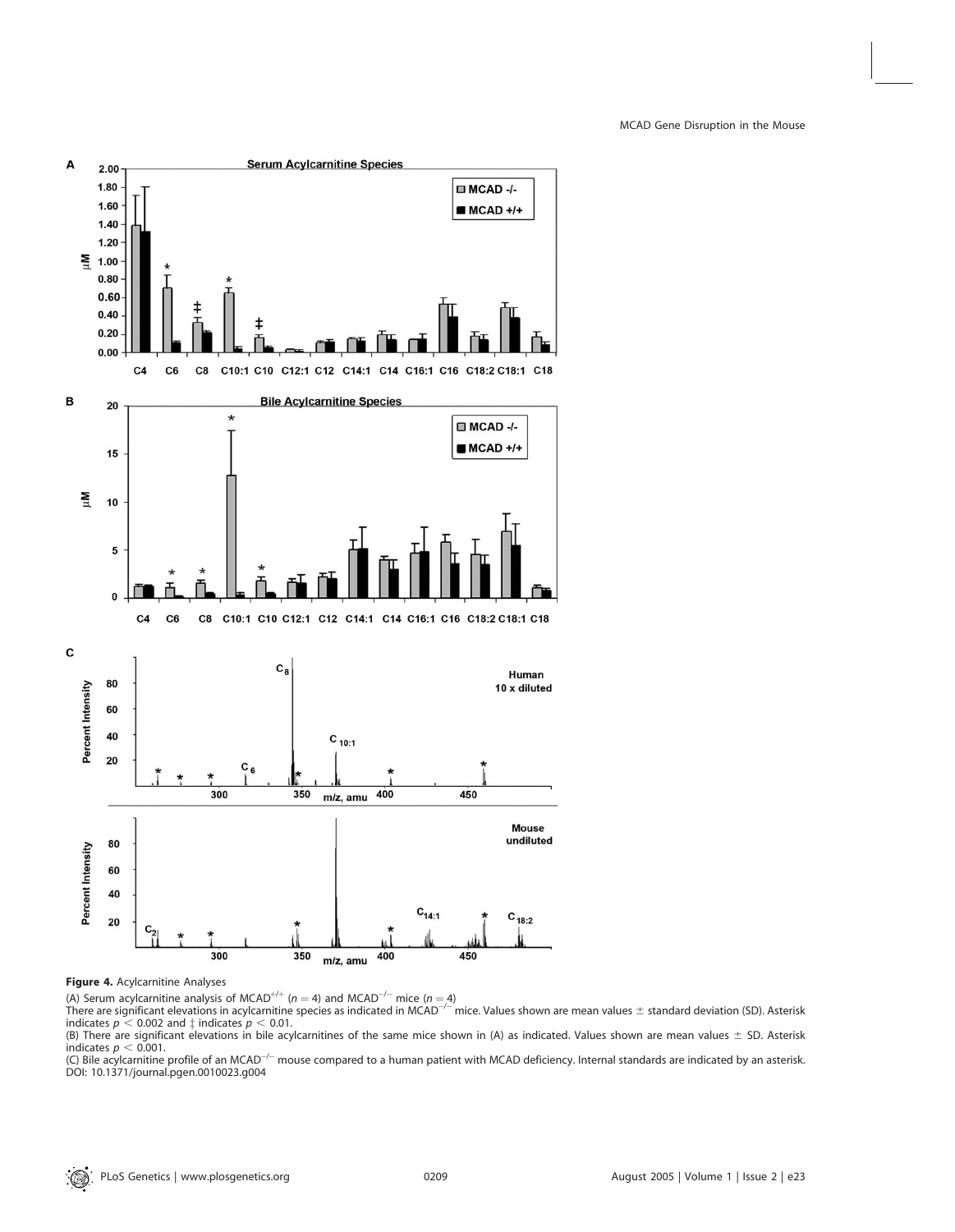**Figure 4.** Acylcarnitine Analyses

(A) Serum acylcarnitine analysis of MCAD$^{+/+}$ ($n = 4$) and MCAD$^{-/-}$ mice ($n = 4$)

There are significant elevations in acylcarnitine species as indicated in MCAD$^{-/-}$ mice. Values shown are mean values ± standard deviation (SD). Asterisk indicates $p < 0.002$ and ‡ indicates $p < 0.01$.

(B) There are significant elevations in bile acylcarnitines of the same mice shown in (A) as indicated. Values shown are mean values ± SD. Asterisk indicates $p < 0.001$.

(C) Bile acylcarnitine profile of an MCAD$^{-/-}$ mouse compared to a human patient with MCAD deficiency. Internal standards are indicated by an asterisk.

DOI: 10.1371/journal.pgen.0010023.g004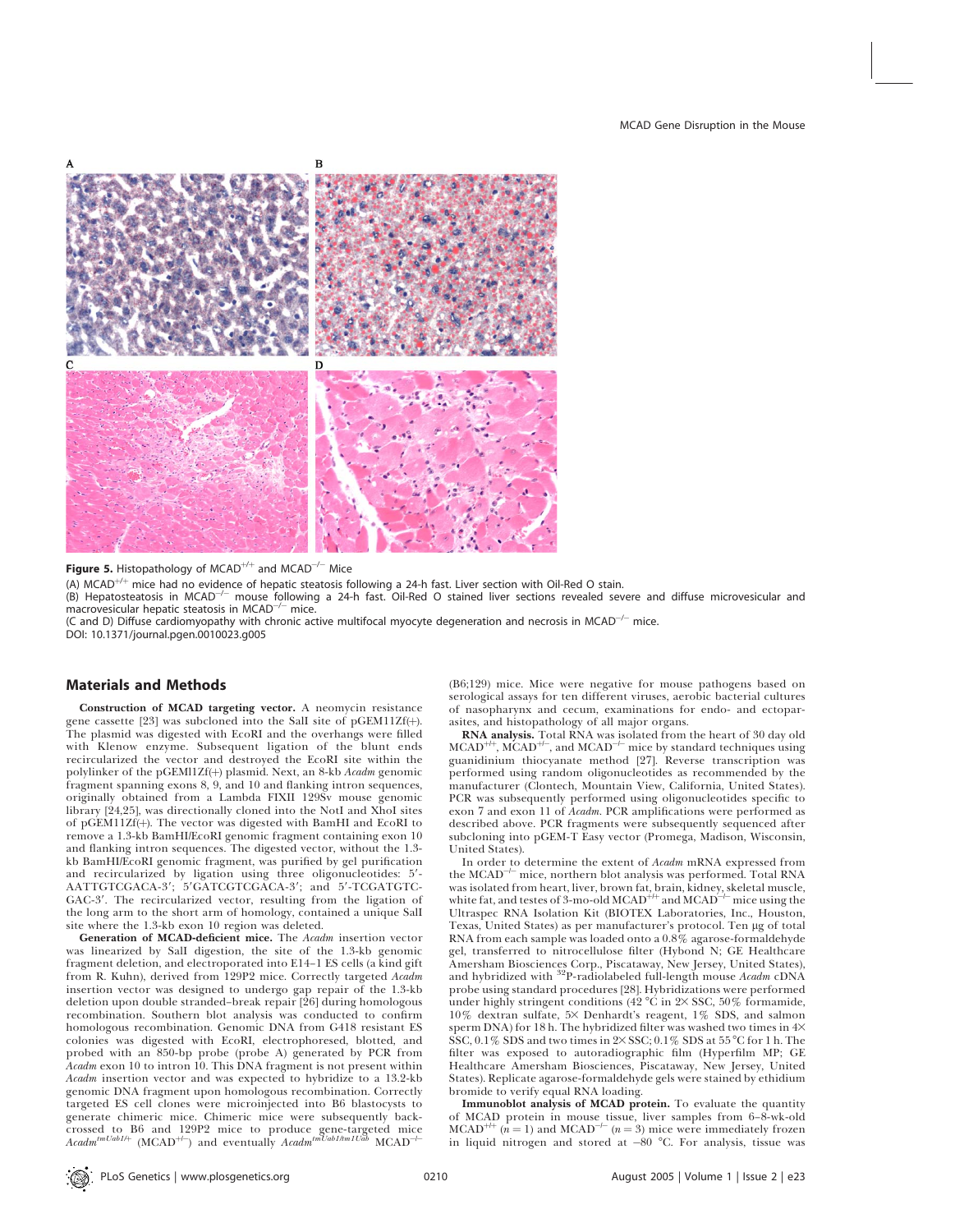**Figure 5.** Histopathology of $MCAD^{+/+}$ and $MCAD^{-/-}$ Mice

(A) $MCAD^{+/+}$ mice had no evidence of hepatic steatosis following a 24-h fast. Liver section with Oil-Red O stain.

(B) Hepatosteatosis in $MCAD^{-/-}$ mouse following a 24-h fast. Oil-Red O stained liver sections revealed severe and diffuse microvesicular and macrovesicular hepatic steatosis in $MCAD^{-/-}$ mice.

(C and D) Diffuse cardiomyopathy with chronic active multifocal myocyte degeneration and necrosis in $MCAD^{-/-}$ mice.

DOI: 10.1371/journal.pgen.0010023.g005

## Materials and Methods

**Construction of MCAD targeting vector.** A neomycin resistance gene cassette [23] was subcloned into the SalI site of pGEM11Zf(+). The plasmid was digested with EcoRI and the overhangs were filled with Klenow enzyme. Subsequent ligation of the blunt ends recircularized the vector and destroyed the EcoRI site within the polylinker of the pGEM11Zf(+) plasmid. Next, an 8-kb *Acadm* genomic fragment spanning exons 8, 9, and 10 and flanking intron sequences, originally obtained from a Lambda FIXII 129Sv mouse genomic library [24,25], was directionally cloned into the NotI and XhoI sites of pGEM11Zf(+). The vector was digested with BamHI and EcoRI to remove a 1.3-kb BamHI/EcoRI genomic fragment containing exon 10 and flanking intron sequences. The digested vector, without the 1.3-kb BamHI/EcoRI genomic fragment, was purified by gel purification and recircularized by ligation using three oligonucleotides: 5′-AATTGTCGACA-3′; 5′GATCGTCGACA-3′; and 5′-TCGATGTCGAC-3′. The recircularized vector, resulting from the ligation of the long arm to the short arm of homology, contained a unique SalI site where the 1.3-kb exon 10 region was deleted.

**Generation of MCAD-deficient mice.** The *Acadm* insertion vector was linearized by SalI digestion, the site of the 1.3-kb genomic fragment deletion, and electroporated into E14–1 ES cells (a kind gift from R. Kuhn), derived from 129P2 mice. Correctly targeted *Acadm* insertion vector was designed to undergo gap repair of the 1.3-kb deletion upon double stranded–break repair [26] during homologous recombination. Southern blot analysis was conducted to confirm homologous recombination. Genomic DNA from G418 resistant ES colonies was digested with EcoRI, electrophoresed, blotted, and probed with an 850-bp probe (probe A) generated by PCR from *Acadm* exon 10 to intron 10. This DNA fragment is not present within *Acadm* insertion vector and was expected to hybridize to a 13.2-kb genomic DNA fragment upon homologous recombination. Correctly targeted ES cell clones were microinjected into B6 blastocysts to generate chimeric mice. Chimeric mice were subsequently backcrossed to B6 and 129P2 mice to produce gene-targeted mice $Acadm^{tmUab1/+}$ ($MCAD^{+/-}$) and eventually $Acadm^{tmUab1/tm1Uab}$ $MCAD^{-/-}$ (B6;129) mice. Mice were negative for mouse pathogens based on serological assays for ten different viruses, aerobic bacterial cultures of nasopharynx and cecum, examinations for endo- and ectoparasites, and histopathology of all major organs.

**RNA analysis.** Total RNA was isolated from the heart of 30 day old $MCAD^{+/+}$, $MCAD^{+/-}$, and $MCAD^{-/-}$ mice by standard techniques using guanidinium thiocyanate method [27]. Reverse transcription was performed using random oligonucleotides as recommended by the manufacturer (Clontech, Mountain View, California, United States). PCR was subsequently performed using oligonucleotides specific to exon 7 and exon 11 of *Acadm*. PCR amplifications were performed as described above. PCR fragments were subsequently sequenced after subcloning into pGEM-T Easy vector (Promega, Madison, Wisconsin, United States).

In order to determine the extent of *Acadm* mRNA expressed from the $MCAD^{-/-}$ mice, northern blot analysis was performed. Total RNA was isolated from heart, liver, brown fat, brain, kidney, skeletal muscle, white fat, and testes of 3-mo-old $MCAD^{+/+}$ and $MCAD^{-/-}$ mice using the Ultraspec RNA Isolation Kit (BIOTEX Laboratories, Inc., Houston, Texas, United States) as per manufacturer's protocol. Ten μg of total RNA from each sample was loaded onto a 0.8% agarose-formaldehyde gel, transferred to nitrocellulose filter (Hybond N; GE Healthcare Amersham Biosciences Corp., Piscataway, New Jersey, United States), and hybridized with $^{32}$P-radiolabeled full-length mouse *Acadm* cDNA probe using standard procedures [28]. Hybridizations were performed under highly stringent conditions (42 °C in 2× SSC, 50% formamide, 10% dextran sulfate, 5× Denhardt's reagent, 1% SDS, and salmon sperm DNA) for 18 h. The hybridized filter was washed two times in 4× SSC, 0.1% SDS and two times in 2× SSC; 0.1% SDS at 55 °C for 1 h. The filter was exposed to autoradiographic film (Hyperfilm MP; GE Healthcare Amersham Biosciences, Piscataway, New Jersey, United States). Replicate agarose-formaldehyde gels were stained by ethidium bromide to verify equal RNA loading.

**Immunoblot analysis of MCAD protein.** To evaluate the quantity of MCAD protein in mouse tissue, liver samples from 6–8-wk-old $MCAD^{+/+}$ ($n = 1$) and $MCAD^{-/-}$ ($n = 3$) mice were immediately frozen in liquid nitrogen and stored at −80 °C. For analysis, tissue was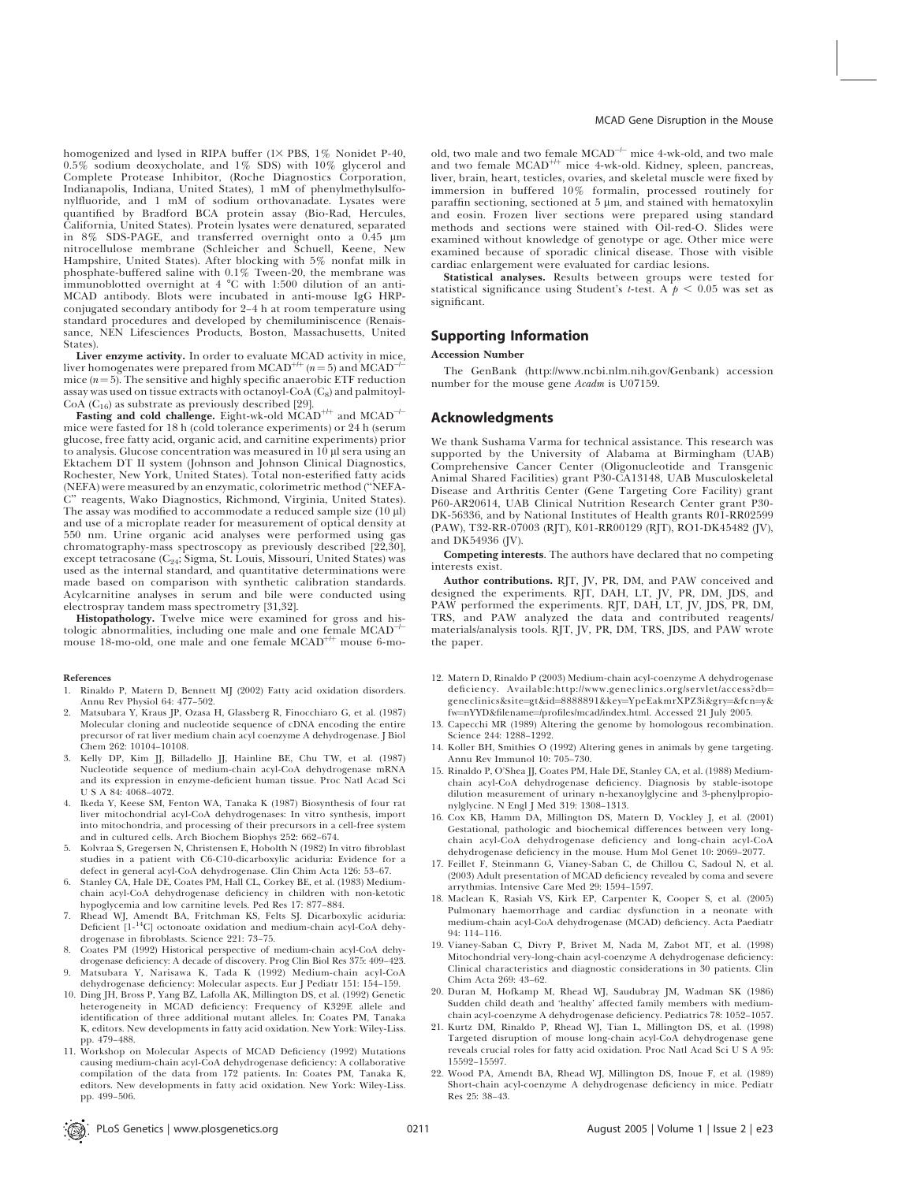homogenized and lysed in RIPA buffer (1× PBS, 1% Nonidet P-40, 0.5% sodium deoxycholate, and 1% SDS) with 10% glycerol and Complete Protease Inhibitor, (Roche Diagnostics Corporation, Indianapolis, Indiana, United States), 1 mM of phenylmethylsulfonylfluoride, and 1 mM of sodium orthovanadate. Lysates were quantified by Bradford BCA protein assay (Bio-Rad, Hercules, California, United States). Protein lysates were denatured, separated in 8% SDS-PAGE, and transferred overnight onto a 0.45 μm nitrocellulose membrane (Schleicher and Schuell, Keene, New Hampshire, United States). After blocking with 5% nonfat milk in phosphate-buffered saline with 0.1% Tween-20, the membrane was immunoblotted overnight at 4 °C with 1:500 dilution of an anti-MCAD antibody. Blots were incubated in anti-mouse IgG HRP-conjugated secondary antibody for 2–4 h at room temperature using standard procedures and developed by chemiluminiscence (Renaissance, NEN Lifesciences Products, Boston, Massachusetts, United States).

**Liver enzyme activity.** In order to evaluate MCAD activity in mice, liver homogenates were prepared from MCAD$^{+/+}$ ($n = 5$) and MCAD$^{-/-}$ mice ($n = 5$). The sensitive and highly specific anaerobic ETF reduction assay was used on tissue extracts with octanoyl-CoA ($C_8$) and palmitoyl-CoA ($C_{16}$) as substrate as previously described [29].

**Fasting and cold challenge.** Eight-wk-old MCAD$^{+/+}$ and MCAD$^{-/-}$ mice were fasted for 18 h (cold tolerance experiments) or 24 h (serum glucose, free fatty acid, organic acid, and carnitine experiments) prior to analysis. Glucose concentration was measured in 10 μl sera using an Ektachem DT II system (Johnson and Johnson Clinical Diagnostics, Rochester, New York, United States). Total non-esterified fatty acids (NEFA) were measured by an enzymatic, colorimetric method ("NEFA-C" reagents, Wako Diagnostics, Richmond, Virginia, United States). The assay was modified to accommodate a reduced sample size (10 μl) and use of a microplate reader for measurement of optical density at 550 nm. Urine organic acid analyses were performed using gas chromatography-mass spectroscopy as previously described [22,30], except tetracosane ($C_{24}$; Sigma, St. Louis, Missouri, United States) was used as the internal standard, and quantitative determinations were made based on comparison with synthetic calibration standards. Acylcarnitine analyses in serum and bile were conducted using electrospray tandem mass spectrometry [31,32].

**Histopathology.** Twelve mice were examined for gross and histologic abnormalities, including one male and one female MCAD$^{-/-}$ mouse 18-mo-old, one male and one female MCAD$^{+/+}$ mouse 6-mo-old, two male and two female MCAD$^{-/-}$ mice 4-wk-old, and two male and two female MCAD$^{+/+}$ mice 4-wk-old. Kidney, spleen, pancreas, liver, brain, heart, testicles, ovaries, and skeletal muscle were fixed by immersion in buffered 10% formalin, processed routinely for paraffin sectioning, sectioned at 5 μm, and stained with hematoxylin and eosin. Frozen liver sections were prepared using standard methods and sections were stained with Oil-red-O. Slides were examined without knowledge of genotype or age. Other mice were examined because of sporadic clinical disease. Those with visible cardiac enlargement were evaluated for cardiac lesions.

**Statistical analyses.** Results between groups were tested for statistical significance using Student's *t*-test. A $p < 0.05$ was set as significant.

## Supporting Information

### Accession Number

The GenBank (http://www.ncbi.nlm.nih.gov/Genbank) accession number for the mouse gene *Acadm* is U07159.

## Acknowledgments

We thank Sushama Varma for technical assistance. This research was supported by the University of Alabama at Birmingham (UAB) Comprehensive Cancer Center (Oligonucleotide and Transgenic Animal Shared Facilities) grant P30-CA13148, UAB Musculoskeletal Disease and Arthritis Center (Gene Targeting Core Facility) grant P60-AR20614, UAB Clinical Nutrition Research Center grant P30-DK-56336, and by National Institutes of Health grants R01-RR02599 (PAW), T32-RR-07003 (RJT), K01-RR00129 (RJT), RO1-DK45482 (JV), and DK54936 (JV).

**Competing interests**. The authors have declared that no competing interests exist.

**Author contributions.** RJT, JV, PR, DM, and PAW conceived and designed the experiments. RJT, DAH, LT, JV, PR, DM, JDS, and PAW performed the experiments. RJT, DAH, LT, JV, JDS, PR, DM, TRS, and PAW analyzed the data and contributed reagents/materials/analysis tools. RJT, JV, PR, DM, TRS, JDS, and PAW wrote the paper.

### References

1. Rinaldo P, Matern D, Bennett MJ (2002) Fatty acid oxidation disorders. Annu Rev Physiol 64: 477–502.
2. Matsubara Y, Kraus JP, Ozasa H, Glassberg R, Finocchiaro G, et al. (1987) Molecular cloning and nucleotide sequence of cDNA encoding the entire precursor of rat liver medium chain acyl coenzyme A dehydrogenase. J Biol Chem 262: 10104–10108.
3. Kelly DP, Kim JJ, Billadello JJ, Hainline BE, Chu TW, et al. (1987) Nucleotide sequence of medium-chain acyl-CoA dehydrogenase mRNA and its expression in enzyme-deficient human tissue. Proc Natl Acad Sci U S A 84: 4068–4072.
4. Ikeda Y, Keese SM, Fenton WA, Tanaka K (1987) Biosynthesis of four rat liver mitochondrial acyl-CoA dehydrogenases: In vitro synthesis, import into mitochondria, and processing of their precursors in a cell-free system and in cultured cells. Arch Biochem Biophys 252: 662–674.
5. Kolvraa S, Gregersen N, Christensen E, Hobolth N (1982) In vitro fibroblast studies in a patient with C6-C10-dicarboxylic aciduria: Evidence for a defect in general acyl-CoA dehydrogenase. Clin Chim Acta 126: 53–67.
6. Stanley CA, Hale DE, Coates PM, Hall CL, Corkey BE, et al. (1983) Medium-chain acyl-CoA dehydrogenase deficiency in children with non-ketotic hypoglycemia and low carnitine levels. Ped Res 17: 877–884.
7. Rhead WJ, Amendt BA, Fritchman KS, Felts SJ. Dicarboxylic aciduria: Deficient [1-$^{14}$C] octonoate oxidation and medium-chain acyl-CoA dehydrogenase in fibroblasts. Science 221: 73–75.
8. Coates PM (1992) Historical perspective of medium-chain acyl-CoA dehydrogenase deficiency: A decade of discovery. Prog Clin Biol Res 375: 409–423.
9. Matsubara Y, Narisawa K, Tada K (1992) Medium-chain acyl-CoA dehydrogenase deficiency: Molecular aspects. Eur J Pediatr 151: 154–159.
10. Ding JH, Bross P, Yang BZ, Lafolla AK, Millington DS, et al. (1992) Genetic heterogeneity in MCAD deficiency: Frequency of K329E allele and identification of three additional mutant alleles. In: Coates PM, Tanaka K, editors. New developments in fatty acid oxidation. New York: Wiley-Liss. pp. 479–488.
11. Workshop on Molecular Aspects of MCAD Deficiency (1992) Mutations causing medium-chain acyl-CoA dehydrogenase deficiency: A collaborative compilation of the data from 172 patients. In: Coates PM, Tanaka K, editors. New developments in fatty acid oxidation. New York: Wiley-Liss. pp. 499–506.
12. Matern D, Rinaldo P (2003) Medium-chain acyl-coenzyme A dehydrogenase deficiency. Available:http://www.geneclinics.org/servlet/access?db=geneclinics&site=gt&id=8888891&key=YpeEakmrXPZ3i&gry=&fcn=y&fw=nYYD&filename=/profiles/mcad/index.html. Accessed 21 July 2005.
13. Capecchi MR (1989) Altering the genome by homologous recombination. Science 244: 1288–1292.
14. Koller BH, Smithies O (1992) Altering genes in animals by gene targeting. Annu Rev Immunol 10: 705–730.
15. Rinaldo P, O'Shea JJ, Coates PM, Hale DE, Stanley CA, et al. (1988) Medium-chain acyl-CoA dehydrogenase deficiency. Diagnosis by stable-isotope dilution measurement of urinary n-hexanoylglycine and 3-phenylpropionylglycine. N Engl J Med 319: 1308–1313.
16. Cox KB, Hamm DA, Millington DS, Matern D, Vockley J, et al. (2001) Gestational, pathologic and biochemical differences between very long-chain acyl-CoA dehydrogenase deficiency and long-chain acyl-CoA dehydrogenase deficiency in the mouse. Hum Mol Genet 10: 2069–2077.
17. Feillet F, Steinmann G, Vianey-Saban C, de Chillou C, Sadoul N, et al. (2003) Adult presentation of MCAD deficiency revealed by coma and severe arrythmias. Intensive Care Med 29: 1594–1597.
18. Maclean K, Rasiah VS, Kirk EP, Carpenter K, Cooper S, et al. (2005) Pulmonary haemorrhage and cardiac dysfunction in a neonate with medium-chain acyl-CoA dehydrogenase (MCAD) deficiency. Acta Paediatr 94: 114–116.
19. Vianey-Saban C, Divry P, Brivet M, Nada M, Zabot MT, et al. (1998) Mitochondrial very-long-chain acyl-coenzyme A dehydrogenase deficiency: Clinical characteristics and diagnostic considerations in 30 patients. Clin Chim Acta 269: 43–62.
20. Duran M, Hofkamp M, Rhead WJ, Saudubray JM, Wadman SK (1986) Sudden child death and 'healthy' affected family members with medium-chain acyl-coenzyme A dehydrogenase deficiency. Pediatrics 78: 1052–1057.
21. Kurtz DM, Rinaldo P, Rhead WJ, Tian L, Millington DS, et al. (1998) Targeted disruption of mouse long-chain acyl-CoA dehydrogenase gene reveals crucial roles for fatty acid oxidation. Proc Natl Acad Sci U S A 95: 15592–15597.
22. Wood PA, Amendt BA, Rhead WJ, Millington DS, Inoue F, et al. (1989) Short-chain acyl-coenzyme A dehydrogenase deficiency in mice. Pediatr Res 25: 38–43.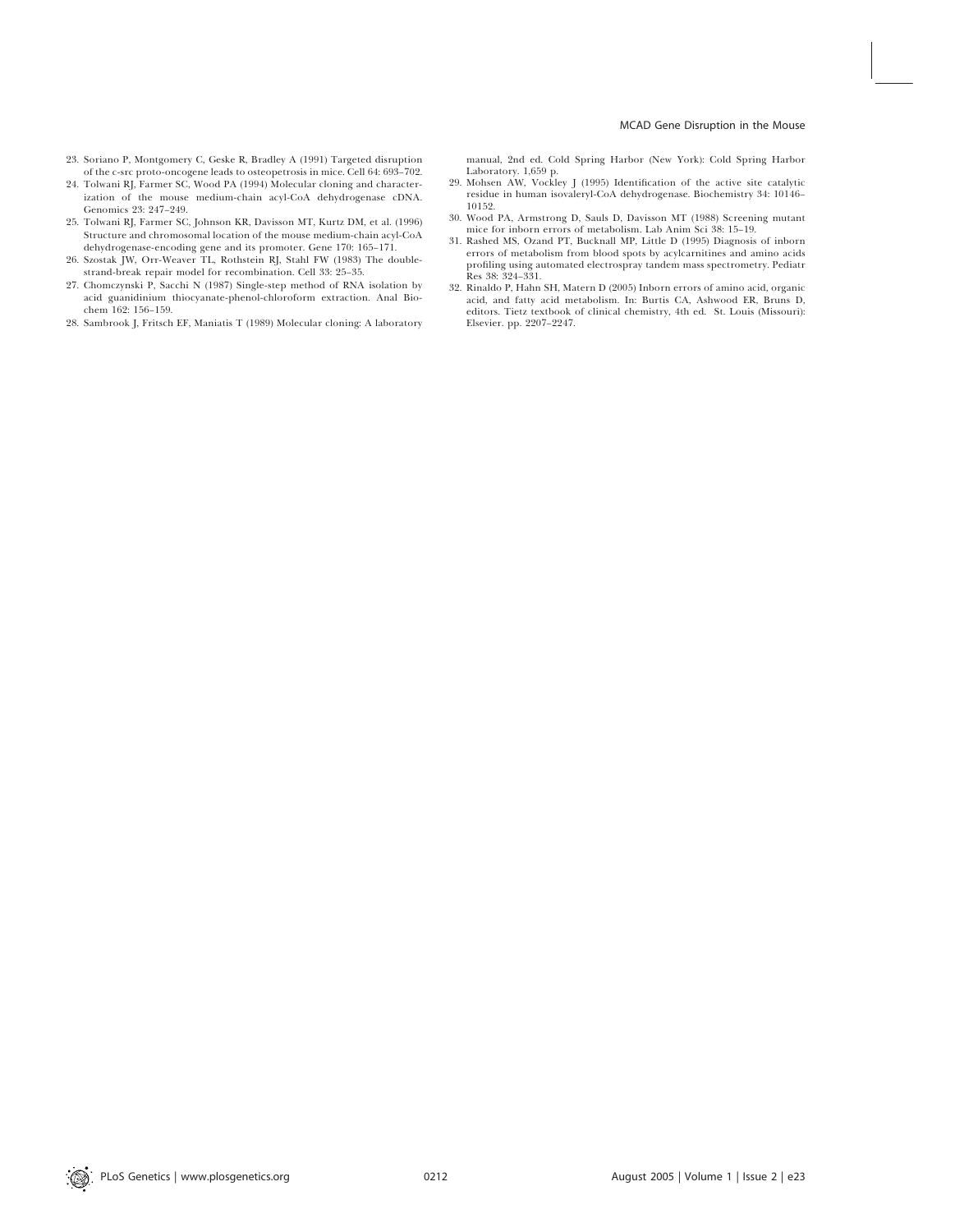23. Soriano P, Montgomery C, Geske R, Bradley A (1991) Targeted disruption of the c-src proto-oncogene leads to osteopetrosis in mice. Cell 64: 693–702.
24. Tolwani RJ, Farmer SC, Wood PA (1994) Molecular cloning and characterization of the mouse medium-chain acyl-CoA dehydrogenase cDNA. Genomics 23: 247–249.
25. Tolwani RJ, Farmer SC, Johnson KR, Davisson MT, Kurtz DM, et al. (1996) Structure and chromosomal location of the mouse medium-chain acyl-CoA dehydrogenase-encoding gene and its promoter. Gene 170: 165–171.
26. Szostak JW, Orr-Weaver TL, Rothstein RJ, Stahl FW (1983) The double-strand-break repair model for recombination. Cell 33: 25–35.
27. Chomczynski P, Sacchi N (1987) Single-step method of RNA isolation by acid guanidinium thiocyanate-phenol-chloroform extraction. Anal Biochem 162: 156–159.
28. Sambrook J, Fritsch EF, Maniatis T (1989) Molecular cloning: A laboratory manual, 2nd ed. Cold Spring Harbor (New York): Cold Spring Harbor Laboratory. 1,659 p.
29. Mohsen AW, Vockley J (1995) Identification of the active site catalytic residue in human isovaleryl-CoA dehydrogenase. Biochemistry 34: 10146–10152.
30. Wood PA, Armstrong D, Sauls D, Davisson MT (1988) Screening mutant mice for inborn errors of metabolism. Lab Anim Sci 38: 15–19.
31. Rashed MS, Ozand PT, Bucknall MP, Little D (1995) Diagnosis of inborn errors of metabolism from blood spots by acylcarnitines and amino acids profiling using automated electrospray tandem mass spectrometry. Pediatr Res 38: 324–331.
32. Rinaldo P, Hahn SH, Matern D (2005) Inborn errors of amino acid, organic acid, and fatty acid metabolism. In: Burtis CA, Ashwood ER, Bruns D, editors. Tietz textbook of clinical chemistry, 4th ed. St. Louis (Missouri): Elsevier. pp. 2207–2247.